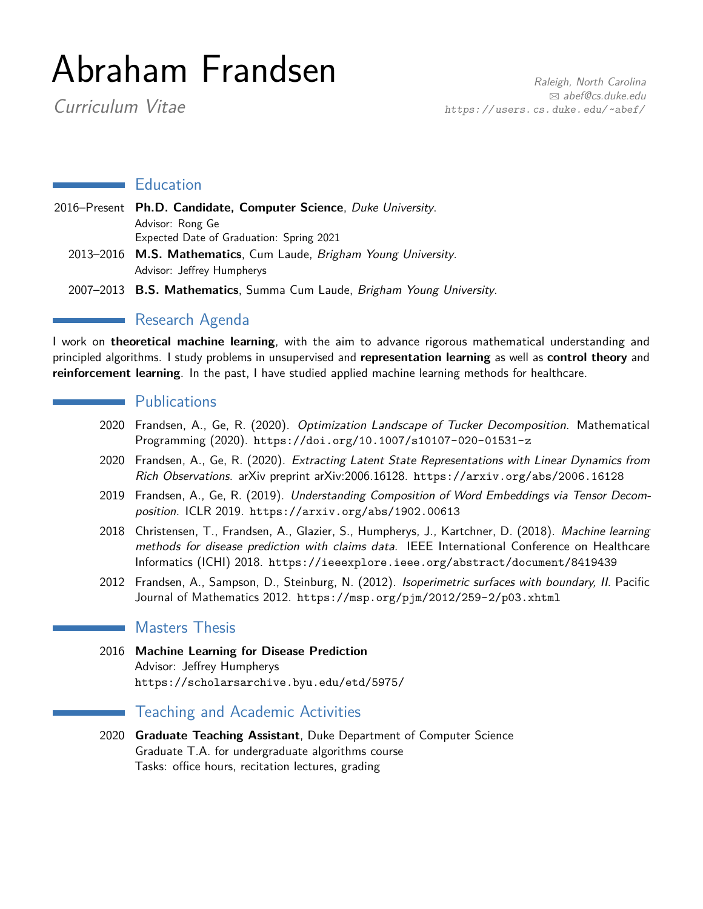# Abraham Frandsen

*Curriculum Vitae*

*Raleigh, North Carolina*
*abef@cs.duke.edu*
https://users.cs.duke.edu/~abef/

## Education

2016–Present **Ph.D. Candidate, Computer Science**, *Duke University*.
Advisor: Rong Ge
Expected Date of Graduation: Spring 2021

2013–2016 **M.S. Mathematics**, Cum Laude, *Brigham Young University*.
Advisor: Jeffrey Humpherys

2007–2013 **B.S. Mathematics**, Summa Cum Laude, *Brigham Young University*.

## Research Agenda

I work on **theoretical machine learning**, with the aim to advance rigorous mathematical understanding and principled algorithms. I study problems in unsupervised and **representation learning** as well as **control theory** and **reinforcement learning**. In the past, I have studied applied machine learning methods for healthcare.

## Publications

2020 Frandsen, A., Ge, R. (2020). *Optimization Landscape of Tucker Decomposition*. Mathematical Programming (2020). https://doi.org/10.1007/s10107-020-01531-z

2020 Frandsen, A., Ge, R. (2020). *Extracting Latent State Representations with Linear Dynamics from Rich Observations*. arXiv preprint arXiv:2006.16128. https://arxiv.org/abs/2006.16128

2019 Frandsen, A., Ge, R. (2019). *Understanding Composition of Word Embeddings via Tensor Decomposition*. ICLR 2019. https://arxiv.org/abs/1902.00613

2018 Christensen, T., Frandsen, A., Glazier, S., Humpherys, J., Kartchner, D. (2018). *Machine learning methods for disease prediction with claims data*. IEEE International Conference on Healthcare Informatics (ICHI) 2018. https://ieeexplore.ieee.org/abstract/document/8419439

2012 Frandsen, A., Sampson, D., Steinburg, N. (2012). *Isoperimetric surfaces with boundary, II*. Pacific Journal of Mathematics 2012. https://msp.org/pjm/2012/259-2/p03.xhtml

## Masters Thesis

2016 **Machine Learning for Disease Prediction**
Advisor: Jeffrey Humpherys
https://scholarsarchive.byu.edu/etd/5975/

## Teaching and Academic Activities

2020 **Graduate Teaching Assistant**, Duke Department of Computer Science
Graduate T.A. for undergraduate algorithms course
Tasks: office hours, recitation lectures, grading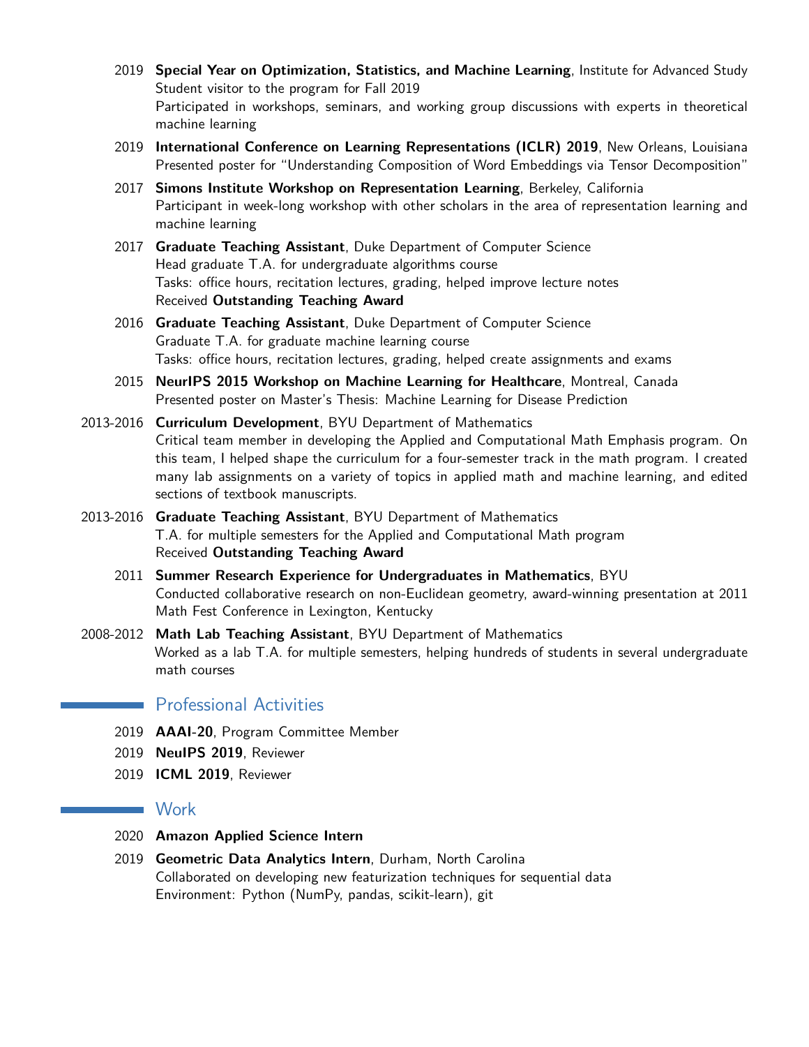- 2019 **Special Year on Optimization, Statistics, and Machine Learning**, Institute for Advanced Study
  Student visitor to the program for Fall 2019
  Participated in workshops, seminars, and working group discussions with experts in theoretical machine learning
- 2019 **International Conference on Learning Representations (ICLR) 2019**, New Orleans, Louisiana
  Presented poster for "Understanding Composition of Word Embeddings via Tensor Decomposition"
- 2017 **Simons Institute Workshop on Representation Learning**, Berkeley, California
  Participant in week-long workshop with other scholars in the area of representation learning and machine learning
- 2017 **Graduate Teaching Assistant**, Duke Department of Computer Science
  Head graduate T.A. for undergraduate algorithms course
  Tasks: office hours, recitation lectures, grading, helped improve lecture notes
  Received **Outstanding Teaching Award**
- 2016 **Graduate Teaching Assistant**, Duke Department of Computer Science
  Graduate T.A. for graduate machine learning course
  Tasks: office hours, recitation lectures, grading, helped create assignments and exams
- 2015 **NeurIPS 2015 Workshop on Machine Learning for Healthcare**, Montreal, Canada
  Presented poster on Master's Thesis: Machine Learning for Disease Prediction
- 2013-2016 **Curriculum Development**, BYU Department of Mathematics
  Critical team member in developing the Applied and Computational Math Emphasis program. On this team, I helped shape the curriculum for a four-semester track in the math program. I created many lab assignments on a variety of topics in applied math and machine learning, and edited sections of textbook manuscripts.
- 2013-2016 **Graduate Teaching Assistant**, BYU Department of Mathematics
  T.A. for multiple semesters for the Applied and Computational Math program
  Received **Outstanding Teaching Award**
- 2011 **Summer Research Experience for Undergraduates in Mathematics**, BYU
  Conducted collaborative research on non-Euclidean geometry, award-winning presentation at 2011 Math Fest Conference in Lexington, Kentucky
- 2008-2012 **Math Lab Teaching Assistant**, BYU Department of Mathematics
  Worked as a lab T.A. for multiple semesters, helping hundreds of students in several undergraduate math courses

## Professional Activities

- 2019 **AAAI-20**, Program Committee Member
- 2019 **NeuIPS 2019**, Reviewer
- 2019 **ICML 2019**, Reviewer

## Work

- 2020 **Amazon Applied Science Intern**
- 2019 **Geometric Data Analytics Intern**, Durham, North Carolina
  Collaborated on developing new featurization techniques for sequential data
  Environment: Python (NumPy, pandas, scikit-learn), git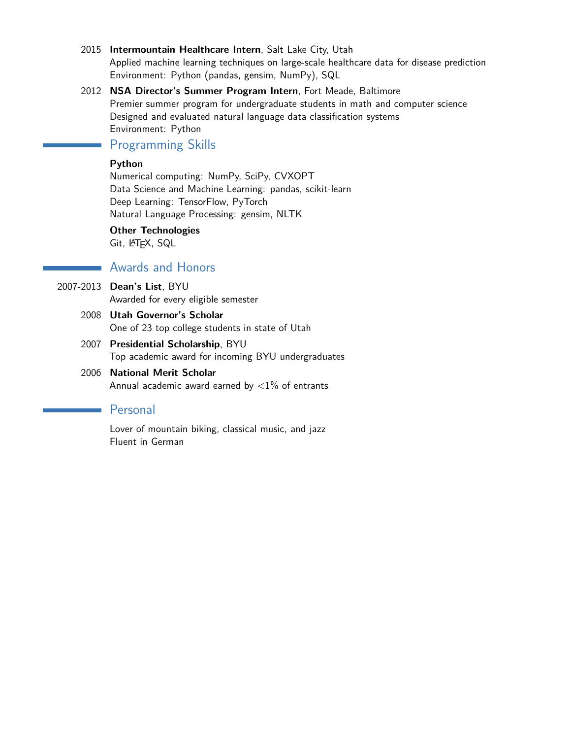2015 **Intermountain Healthcare Intern**, Salt Lake City, Utah
Applied machine learning techniques on large-scale healthcare data for disease prediction
Environment: Python (pandas, gensim, NumPy), SQL

2012 **NSA Director's Summer Program Intern**, Fort Meade, Baltimore
Premier summer program for undergraduate students in math and computer science
Designed and evaluated natural language data classification systems
Environment: Python

## Programming Skills

**Python**
Numerical computing: NumPy, SciPy, CVXOPT
Data Science and Machine Learning: pandas, scikit-learn
Deep Learning: TensorFlow, PyTorch
Natural Language Processing: gensim, NLTK

**Other Technologies**
Git, LaTeX, SQL

## Awards and Honors

2007-2013 **Dean's List**, BYU
Awarded for every eligible semester

2008 **Utah Governor's Scholar**
One of 23 top college students in state of Utah

2007 **Presidential Scholarship**, BYU
Top academic award for incoming BYU undergraduates

2006 **National Merit Scholar**
Annual academic award earned by $<1\%$ of entrants

## Personal

Lover of mountain biking, classical music, and jazz
Fluent in German